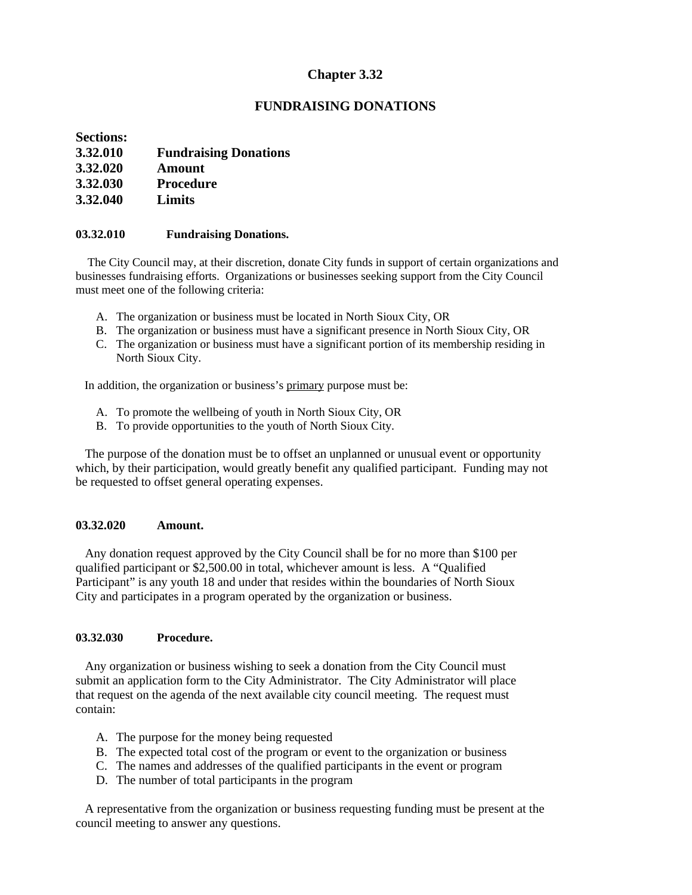# Chapter 3.32

## FUNDRAISING DONATIONS

**Sections:**

**3.32.010 Fundraising Donations**
**3.32.020 Amount**
**3.32.030 Procedure**
**3.32.040 Limits**

### 03.32.010 Fundraising Donations.

The City Council may, at their discretion, donate City funds in support of certain organizations and businesses fundraising efforts. Organizations or businesses seeking support from the City Council must meet one of the following criteria:

A. The organization or business must be located in North Sioux City, OR
B. The organization or business must have a significant presence in North Sioux City, OR
C. The organization or business must have a significant portion of its membership residing in North Sioux City.

In addition, the organization or business's primary purpose must be:

A. To promote the wellbeing of youth in North Sioux City, OR
B. To provide opportunities to the youth of North Sioux City.

The purpose of the donation must be to offset an unplanned or unusual event or opportunity which, by their participation, would greatly benefit any qualified participant. Funding may not be requested to offset general operating expenses.

### 03.32.020 Amount.

Any donation request approved by the City Council shall be for no more than $100 per qualified participant or $2,500.00 in total, whichever amount is less. A "Qualified Participant" is any youth 18 and under that resides within the boundaries of North Sioux City and participates in a program operated by the organization or business.

### 03.32.030 Procedure.

Any organization or business wishing to seek a donation from the City Council must submit an application form to the City Administrator. The City Administrator will place that request on the agenda of the next available city council meeting. The request must contain:

A. The purpose for the money being requested
B. The expected total cost of the program or event to the organization or business
C. The names and addresses of the qualified participants in the event or program
D. The number of total participants in the program

A representative from the organization or business requesting funding must be present at the council meeting to answer any questions.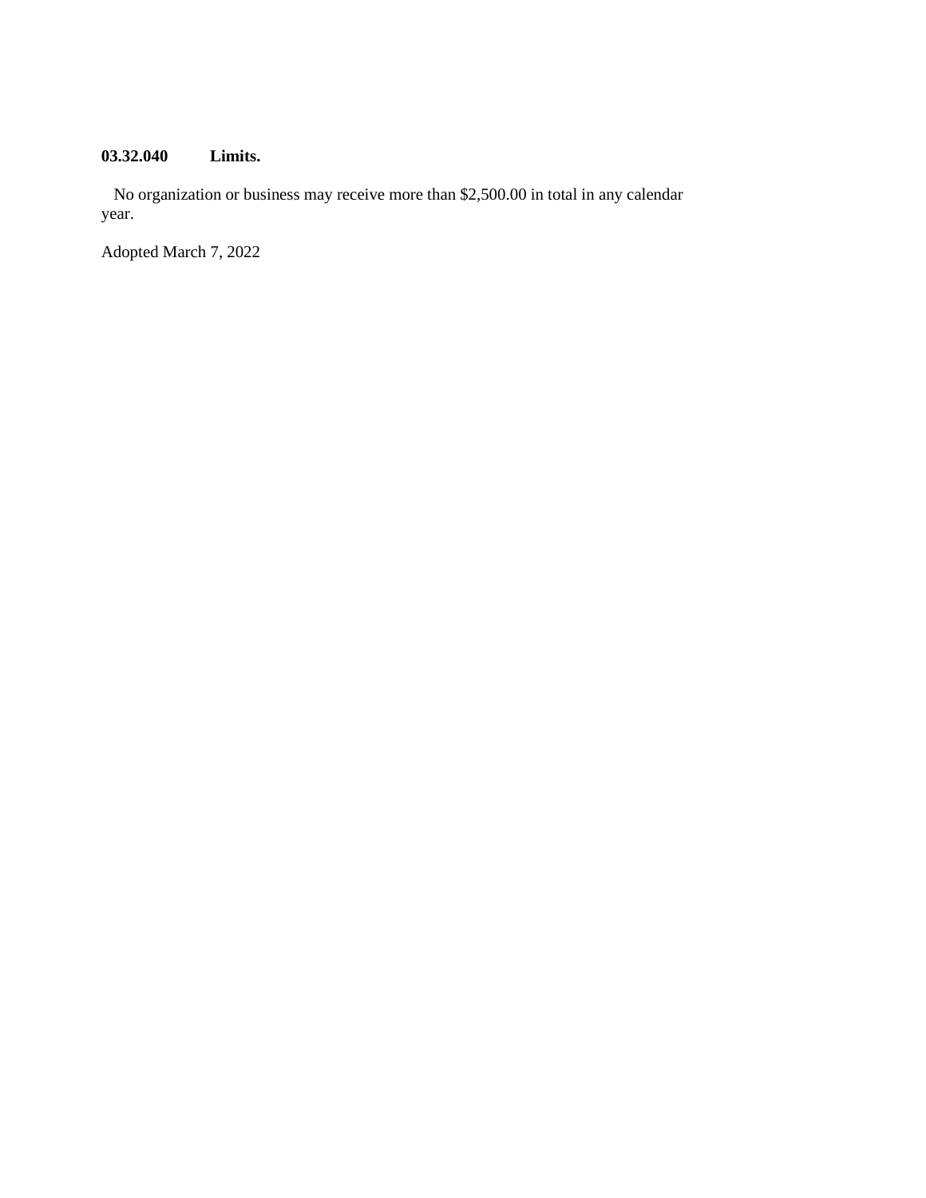**03.32.040 Limits.**

No organization or business may receive more than $2,500.00 in total in any calendar year.

Adopted March 7, 2022